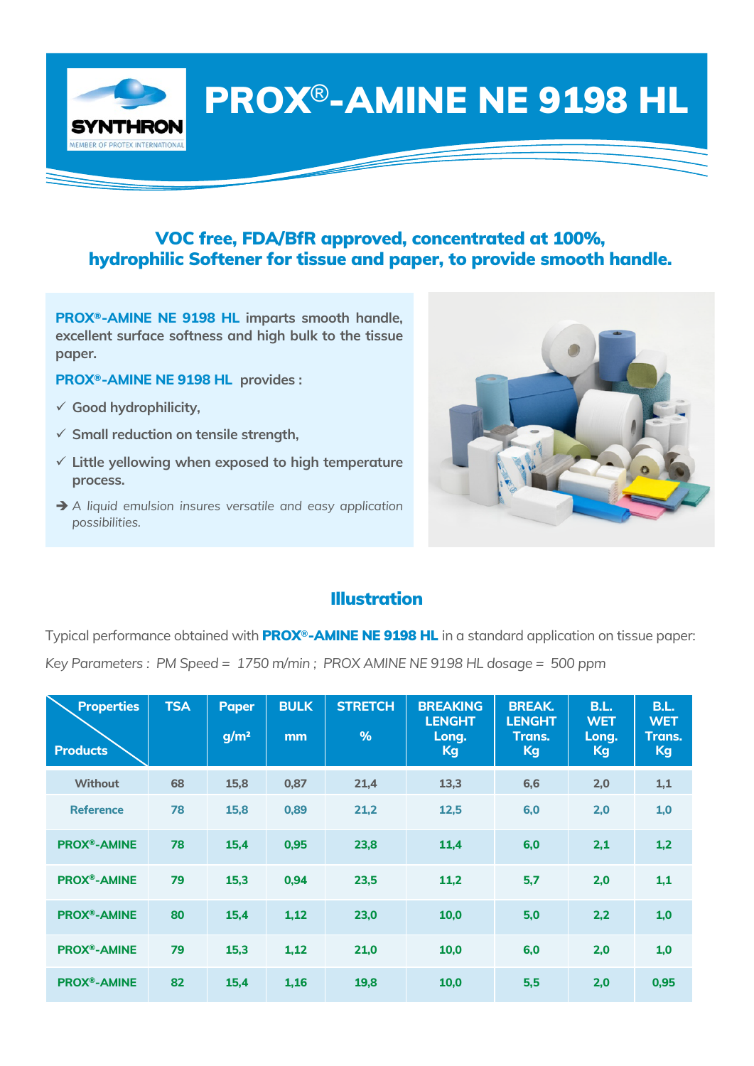# PROX®-AMINE NE 9198 HL

SYNTHRON
MEMBER OF PROTEX INTERNATIONAL

## VOC free, FDA/BfR approved, concentrated at 100%, hydrophilic Softener for tissue and paper, to provide smooth handle.

**PROX®-AMINE NE 9198 HL imparts smooth handle, excellent surface softness and high bulk to the tissue paper.**

**PROX®-AMINE NE 9198 HL provides :**

- ✓ Good hydrophilicity,
- ✓ Small reduction on tensile strength,
- ✓ Little yellowing when exposed to high temperature process.
- ➔ *A liquid emulsion insures versatile and easy application possibilities.*

## Illustration

Typical performance obtained with **PROX®-AMINE NE 9198 HL** in a standard application on tissue paper:

*Key Parameters : PM Speed = 1750 m/min ; PROX AMINE NE 9198 HL dosage = 500 ppm*

| Properties / Products | TSA | Paper g/m² | BULK mm | STRETCH % | BREAKING LENGHT Long. Kg | BREAK. LENGHT Trans. Kg | B.L. WET Long. Kg | B.L. WET Trans. Kg |
|---|---|---|---|---|---|---|---|---|
| Without | 68 | 15,8 | 0,87 | 21,4 | 13,3 | 6,6 | 2,0 | 1,1 |
| Reference | 78 | 15,8 | 0,89 | 21,2 | 12,5 | 6,0 | 2,0 | 1,0 |
| PROX®-AMINE | 78 | 15,4 | 0,95 | 23,8 | 11,4 | 6,0 | 2,1 | 1,2 |
| PROX®-AMINE | 79 | 15,3 | 0,94 | 23,5 | 11,2 | 5,7 | 2,0 | 1,1 |
| PROX®-AMINE | 80 | 15,4 | 1,12 | 23,0 | 10,0 | 5,0 | 2,2 | 1,0 |
| PROX®-AMINE | 79 | 15,3 | 1,12 | 21,0 | 10,0 | 6,0 | 2,0 | 1,0 |
| PROX®-AMINE | 82 | 15,4 | 1,16 | 19,8 | 10,0 | 5,5 | 2,0 | 0,95 |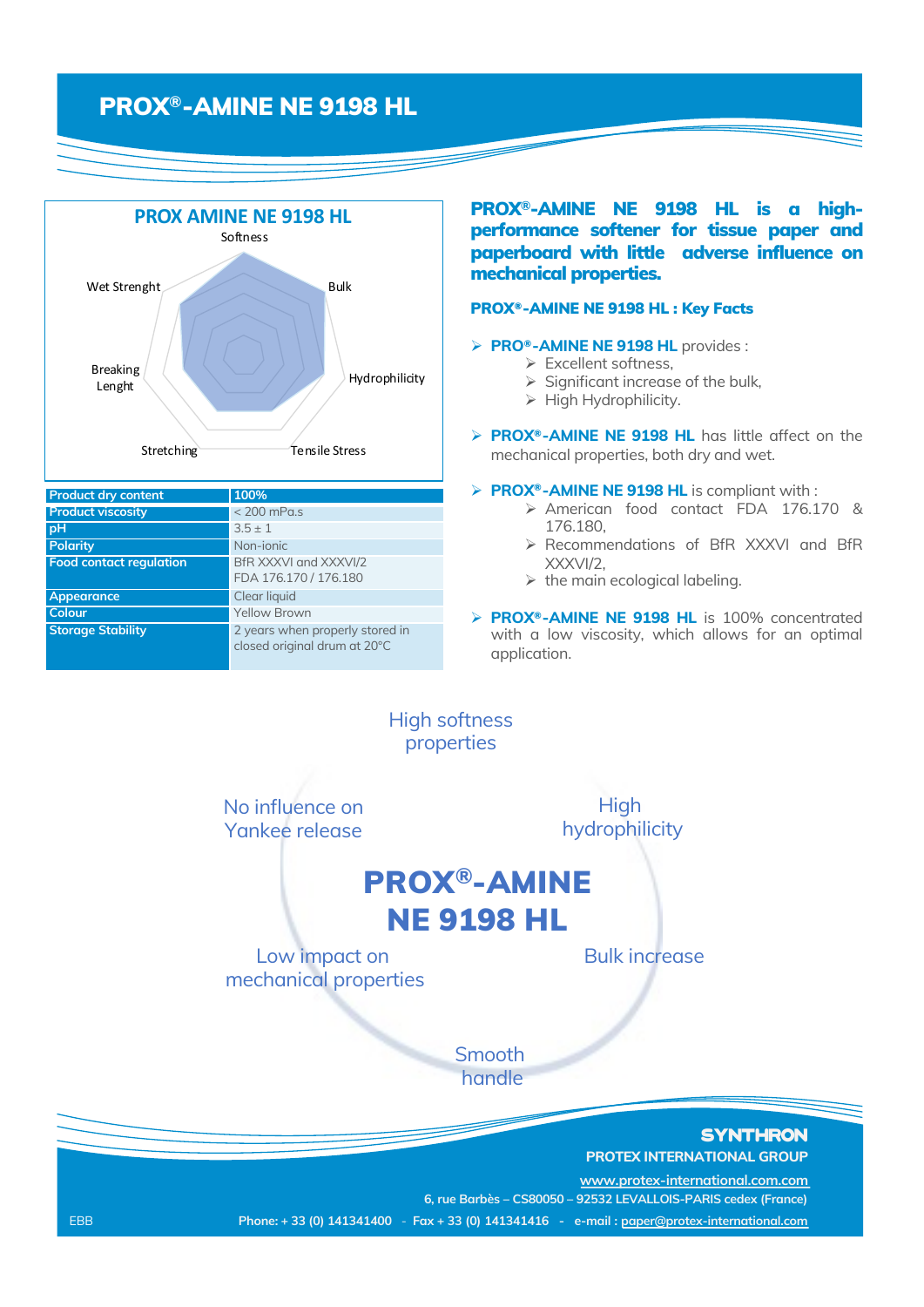# PROX®-AMINE NE 9198 HL

PROX AMINE NE 9198 HL

Softness

Bulk

Hydrophilicity

Tensile Stress

Stretching

Breaking Lenght

Wet Strenght

| | |
|---|---|
| Product dry content | 100% |
| Product viscosity | < 200 mPa.s |
| pH | 3.5 ± 1 |
| Polarity | Non-ionic |
| Food contact regulation | BfR XXXVI and XXXVI/2<br>FDA 176.170 / 176.180 |
| Appearance | Clear liquid |
| Colour | Yellow Brown |
| Storage Stability | 2 years when properly stored in closed original drum at 20°C |

**PROX®-AMINE NE 9198 HL is a high-performance softener for tissue paper and paperboard with little adverse influence on mechanical properties.**

**PROX®-AMINE NE 9198 HL : Key Facts**

- **PRO®-AMINE NE 9198 HL** provides :
  - Excellent softness,
  - Significant increase of the bulk,
  - High Hydrophilicity.
- **PROX®-AMINE NE 9198 HL** has little affect on the mechanical properties, both dry and wet.
- **PROX®-AMINE NE 9198 HL** is compliant with :
  - American food contact FDA 176.170 & 176.180,
  - Recommendations of BfR XXXVI and BfR XXXVI/2,
  - the main ecological labeling.
- **PROX®-AMINE NE 9198 HL** is 100% concentrated with a low viscosity, which allows for an optimal application.

High softness properties

No influence on Yankee release

High hydrophilicity

**PROX®-AMINE NE 9198 HL**

Low impact on mechanical properties

Bulk increase

Smooth handle

**SYNTHRON**

**PROTEX INTERNATIONAL GROUP**

www.protex-international.com.com

6, rue Barbès – CS80050 – 92532 LEVALLOIS-PARIS cedex (France)

EBB

Phone: + 33 (0) 141341400 - Fax + 33 (0) 141341416 - e-mail : paper@protex-international.com